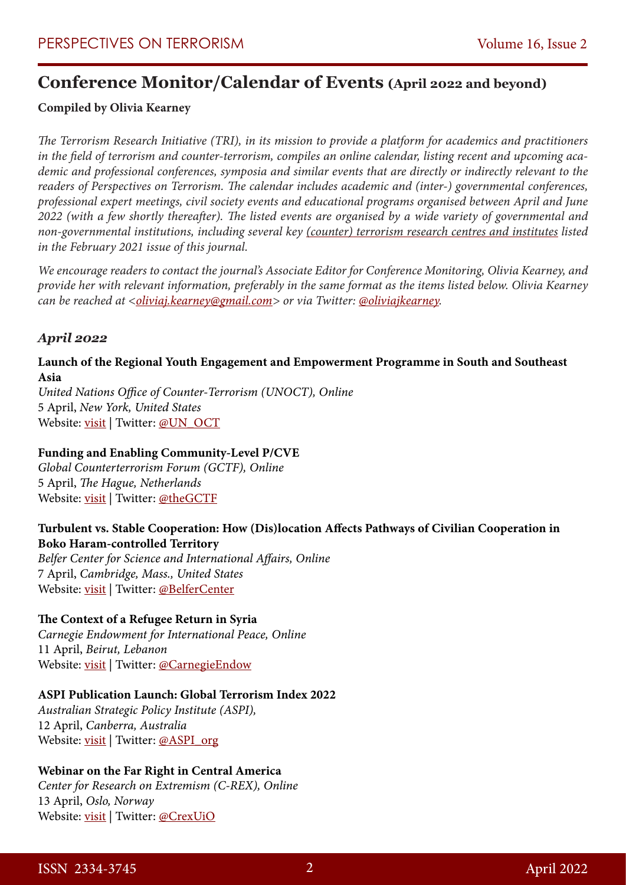# Conference Monitor/Calendar of Events (April 2022 and beyond)

**Compiled by Olivia Kearney**

*The Terrorism Research Initiative (TRI), in its mission to provide a platform for academics and practitioners in the field of terrorism and counter-terrorism, compiles an online calendar, listing recent and upcoming academic and professional conferences, symposia and similar events that are directly or indirectly relevant to the readers of Perspectives on Terrorism. The calendar includes academic and (inter-) governmental conferences, professional expert meetings, civil society events and educational programs organised between April and June 2022 (with a few shortly thereafter). The listed events are organised by a wide variety of governmental and non-governmental institutions, including several key (counter) terrorism research centres and institutes listed in the February 2021 issue of this journal.*

*We encourage readers to contact the journal's Associate Editor for Conference Monitoring, Olivia Kearney, and provide her with relevant information, preferably in the same format as the items listed below. Olivia Kearney can be reached at <oliviaj.kearney@gmail.com> or via Twitter: @oliviajkearney.*

## *April 2022*

**Launch of the Regional Youth Engagement and Empowerment Programme in South and Southeast Asia**
*United Nations Office of Counter-Terrorism (UNOCT), Online*
5 April, *New York, United States*
Website: visit | Twitter: @UN_OCT

**Funding and Enabling Community-Level P/CVE**
*Global Counterterrorism Forum (GCTF), Online*
5 April, *The Hague, Netherlands*
Website: visit | Twitter: @theGCTF

**Turbulent vs. Stable Cooperation: How (Dis)location Affects Pathways of Civilian Cooperation in Boko Haram-controlled Territory**
*Belfer Center for Science and International Affairs, Online*
7 April, *Cambridge, Mass., United States*
Website: visit | Twitter: @BelferCenter

**The Context of a Refugee Return in Syria**
*Carnegie Endowment for International Peace, Online*
11 April, *Beirut, Lebanon*
Website: visit | Twitter: @CarnegieEndow

**ASPI Publication Launch: Global Terrorism Index 2022**
*Australian Strategic Policy Institute (ASPI),*
12 April, *Canberra, Australia*
Website: visit | Twitter: @ASPI_org

**Webinar on the Far Right in Central America**
*Center for Research on Extremism (C-REX), Online*
13 April, *Oslo, Norway*
Website: visit | Twitter: @CrexUiO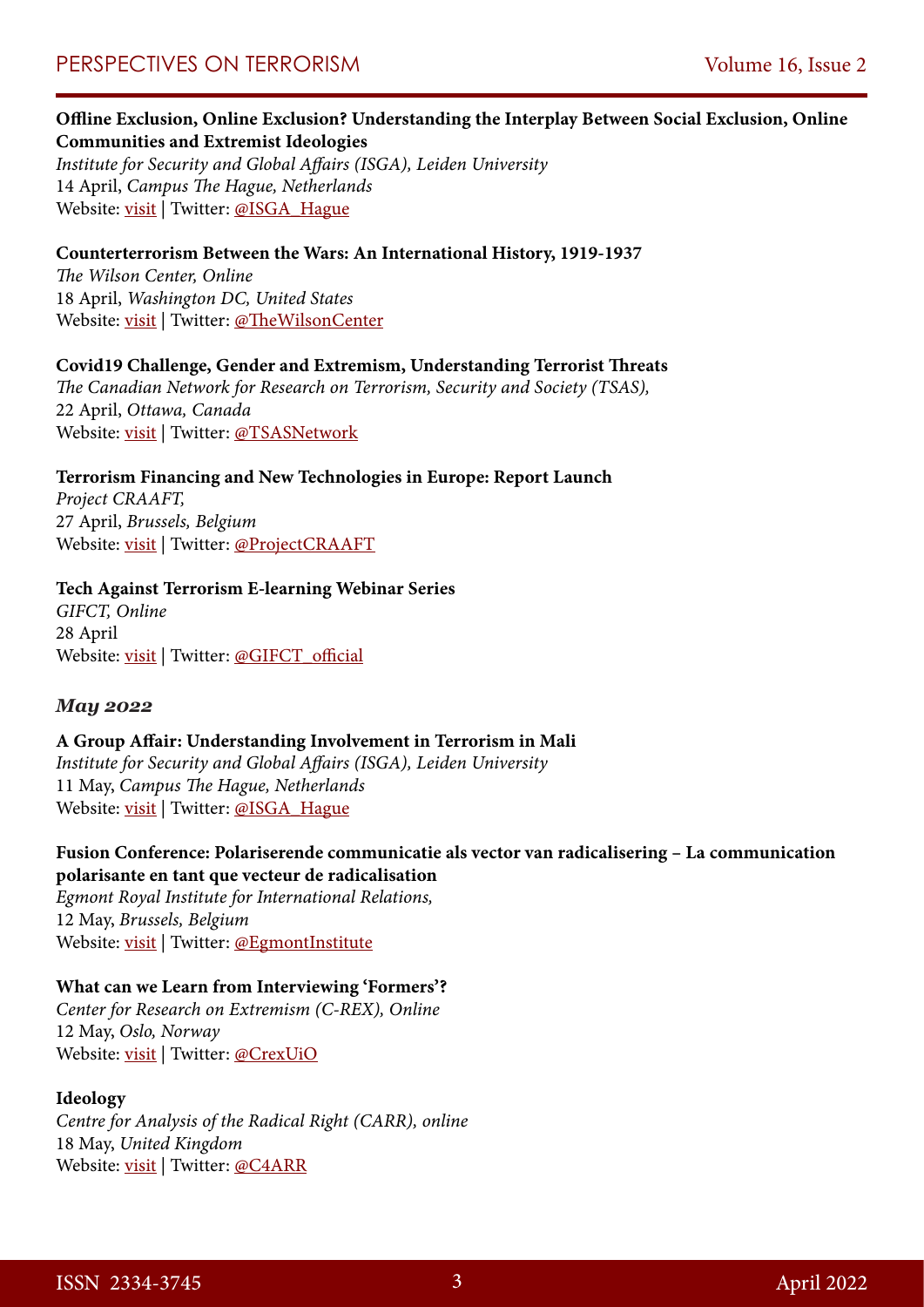**Offline Exclusion, Online Exclusion? Understanding the Interplay Between Social Exclusion, Online Communities and Extremist Ideologies**
*Institute for Security and Global Affairs (ISGA), Leiden University*
14 April, *Campus The Hague, Netherlands*
Website: visit | Twitter: @ISGA_Hague

**Counterterrorism Between the Wars: An International History, 1919-1937**
*The Wilson Center, Online*
18 April, *Washington DC, United States*
Website: visit | Twitter: @TheWilsonCenter

**Covid19 Challenge, Gender and Extremism, Understanding Terrorist Threats**
*The Canadian Network for Research on Terrorism, Security and Society (TSAS),*
22 April, *Ottawa, Canada*
Website: visit | Twitter: @TSASNetwork

**Terrorism Financing and New Technologies in Europe: Report Launch**
*Project CRAAFT,*
27 April, *Brussels, Belgium*
Website: visit | Twitter: @ProjectCRAAFT

**Tech Against Terrorism E-learning Webinar Series**
*GIFCT, Online*
28 April
Website: visit | Twitter: @GIFCT_official

### *May 2022*

**A Group Affair: Understanding Involvement in Terrorism in Mali**
*Institute for Security and Global Affairs (ISGA), Leiden University*
11 May, *Campus The Hague, Netherlands*
Website: visit | Twitter: @ISGA_Hague

**Fusion Conference: Polariserende communicatie als vector van radicalisering – La communication polarisante en tant que vecteur de radicalisation**
*Egmont Royal Institute for International Relations,*
12 May, *Brussels, Belgium*
Website: visit | Twitter: @EgmontInstitute

**What can we Learn from Interviewing 'Formers'?**
*Center for Research on Extremism (C-REX), Online*
12 May, *Oslo, Norway*
Website: visit | Twitter: @CrexUiO

**Ideology**
*Centre for Analysis of the Radical Right (CARR), online*
18 May, *United Kingdom*
Website: visit | Twitter: @C4ARR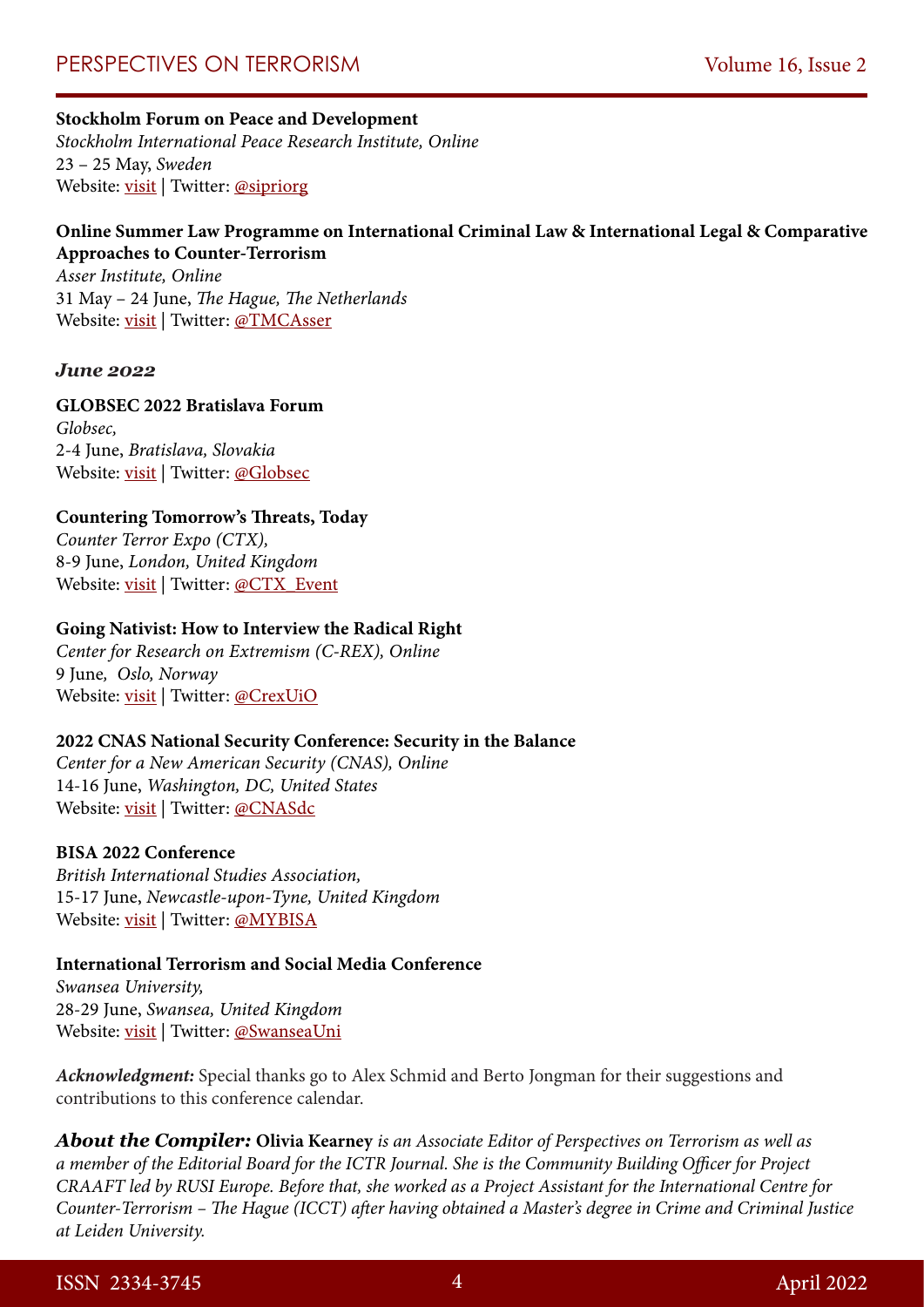**Stockholm Forum on Peace and Development**
*Stockholm International Peace Research Institute, Online*
23 – 25 May, *Sweden*
Website: visit | Twitter: @sipriorg

**Online Summer Law Programme on International Criminal Law & International Legal & Comparative Approaches to Counter-Terrorism**
*Asser Institute, Online*
31 May – 24 June, *The Hague, The Netherlands*
Website: visit | Twitter: @TMCAsser

### *June 2022*

**GLOBSEC 2022 Bratislava Forum**
*Globsec,*
2-4 June, *Bratislava, Slovakia*
Website: visit | Twitter: @Globsec

**Countering Tomorrow's Threats, Today**
*Counter Terror Expo (CTX),*
8-9 June, *London, United Kingdom*
Website: visit | Twitter: @CTX_Event

**Going Nativist: How to Interview the Radical Right**
*Center for Research on Extremism (C-REX), Online*
9 June*, Oslo, Norway*
Website: visit | Twitter: @CrexUiO

**2022 CNAS National Security Conference: Security in the Balance**
*Center for a New American Security (CNAS), Online*
14-16 June, *Washington, DC, United States*
Website: visit | Twitter: @CNASdc

**BISA 2022 Conference**
*British International Studies Association,*
15-17 June, *Newcastle-upon-Tyne, United Kingdom*
Website: visit | Twitter: @MYBISA

**International Terrorism and Social Media Conference**
*Swansea University,*
28-29 June, *Swansea, United Kingdom*
Website: visit | Twitter: @SwanseaUni

***Acknowledgment:*** Special thanks go to Alex Schmid and Berto Jongman for their suggestions and contributions to this conference calendar.

***About the Compiler:*** **Olivia Kearney** *is an Associate Editor of Perspectives on Terrorism as well as a member of the Editorial Board for the ICTR Journal. She is the Community Building Officer for Project CRAAFT led by RUSI Europe. Before that, she worked as a Project Assistant for the International Centre for Counter-Terrorism – The Hague (ICCT) after having obtained a Master's degree in Crime and Criminal Justice at Leiden University.*